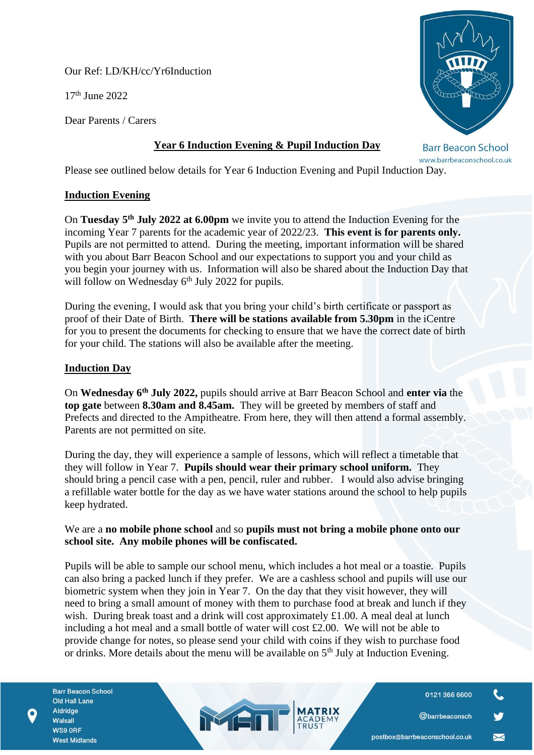Our Ref: LD/KH/cc/Yr6Induction

17th June 2022

Dear Parents / Carers

Barr Beacon School
www.barrbeaconschool.co.uk

## Year 6 Induction Evening & Pupil Induction Day

Please see outlined below details for Year 6 Induction Evening and Pupil Induction Day.

### Induction Evening

On **Tuesday 5th July 2022 at 6.00pm** we invite you to attend the Induction Evening for the incoming Year 7 parents for the academic year of 2022/23. **This event is for parents only.** Pupils are not permitted to attend. During the meeting, important information will be shared with you about Barr Beacon School and our expectations to support you and your child as you begin your journey with us. Information will also be shared about the Induction Day that will follow on Wednesday 6th July 2022 for pupils.

During the evening, I would ask that you bring your child's birth certificate or passport as proof of their Date of Birth. **There will be stations available from 5.30pm** in the iCentre for you to present the documents for checking to ensure that we have the correct date of birth for your child. The stations will also be available after the meeting.

### Induction Day

On **Wednesday 6th July 2022,** pupils should arrive at Barr Beacon School and **enter via** the **top gate** between **8.30am and 8.45am.** They will be greeted by members of staff and Prefects and directed to the Ampitheatre. From here, they will then attend a formal assembly. Parents are not permitted on site.

During the day, they will experience a sample of lessons, which will reflect a timetable that they will follow in Year 7. **Pupils should wear their primary school uniform.** They should bring a pencil case with a pen, pencil, ruler and rubber. I would also advise bringing a refillable water bottle for the day as we have water stations around the school to help pupils keep hydrated.

We are a **no mobile phone school** and so **pupils must not bring a mobile phone onto our school site. Any mobile phones will be confiscated.**

Pupils will be able to sample our school menu, which includes a hot meal or a toastie. Pupils can also bring a packed lunch if they prefer. We are a cashless school and pupils will use our biometric system when they join in Year 7. On the day that they visit however, they will need to bring a small amount of money with them to purchase food at break and lunch if they wish. During break toast and a drink will cost approximately £1.00. A meal deal at lunch including a hot meal and a small bottle of water will cost £2.00. We will not be able to provide change for notes, so please send your child with coins if they wish to purchase food or drinks. More details about the menu will be available on 5th July at Induction Evening.

Barr Beacon School
Old Hall Lane
Aldridge
Walsall
WS9 0RF
West Midlands

MATRIX ACADEMY TRUST

0121 366 6600
@barrbeaconsch
postbox@barrbeaconschool.co.uk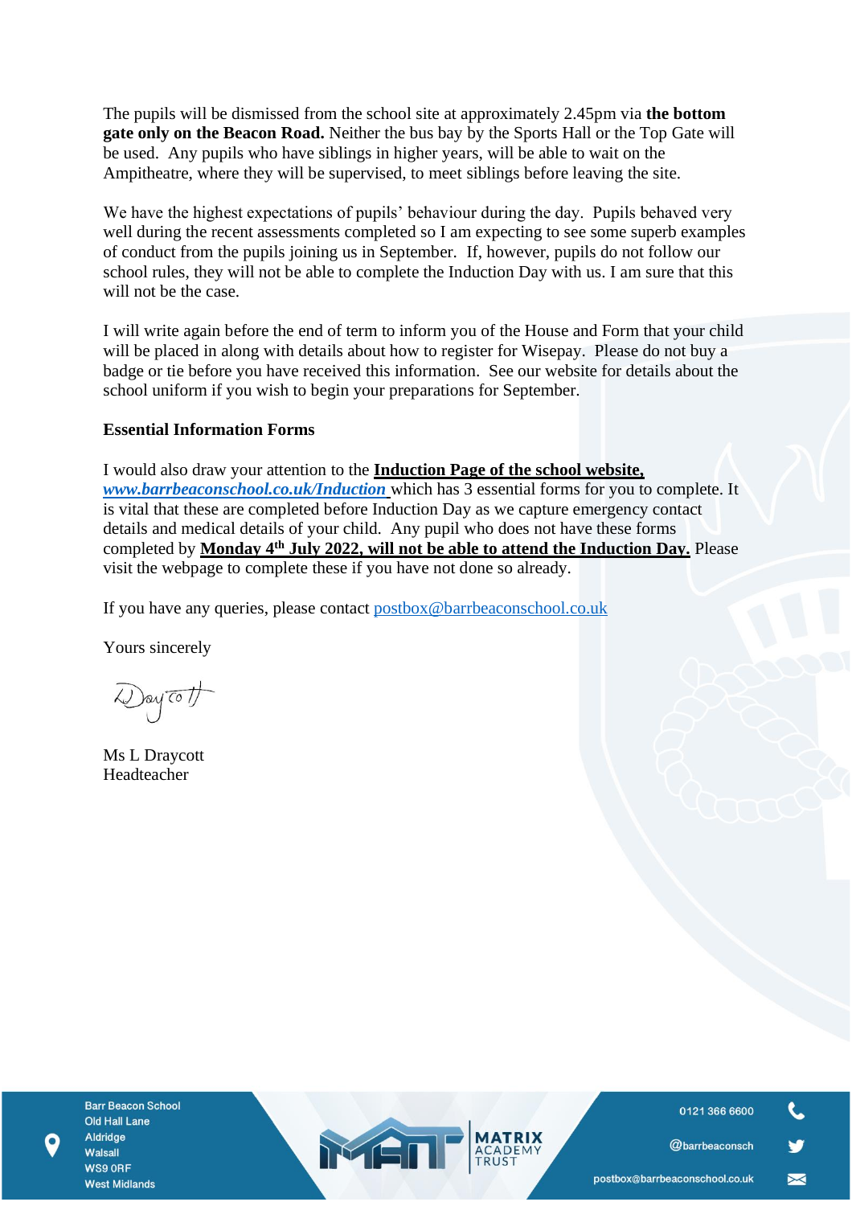The pupils will be dismissed from the school site at approximately 2.45pm via **the bottom gate only on the Beacon Road.** Neither the bus bay by the Sports Hall or the Top Gate will be used. Any pupils who have siblings in higher years, will be able to wait on the Ampitheatre, where they will be supervised, to meet siblings before leaving the site.

We have the highest expectations of pupils' behaviour during the day. Pupils behaved very well during the recent assessments completed so I am expecting to see some superb examples of conduct from the pupils joining us in September. If, however, pupils do not follow our school rules, they will not be able to complete the Induction Day with us. I am sure that this will not be the case.

I will write again before the end of term to inform you of the House and Form that your child will be placed in along with details about how to register for Wisepay. Please do not buy a badge or tie before you have received this information. See our website for details about the school uniform if you wish to begin your preparations for September.

**Essential Information Forms**

I would also draw your attention to the **Induction Page of the school website,** ***www.barrbeaconschool.co.uk/Induction*** which has 3 essential forms for you to complete. It is vital that these are completed before Induction Day as we capture emergency contact details and medical details of your child. Any pupil who does not have these forms completed by **Monday 4th July 2022, will not be able to attend the Induction Day.** Please visit the webpage to complete these if you have not done so already.

If you have any queries, please contact postbox@barrbeaconschool.co.uk

Yours sincerely

Ms L Draycott
Headteacher

Barr Beacon School
Old Hall Lane
Aldridge
Walsall
WS9 0RF
West Midlands

MATRIX ACADEMY TRUST

0121 366 6600
@barrbeaconsch
postbox@barrbeaconschool.co.uk